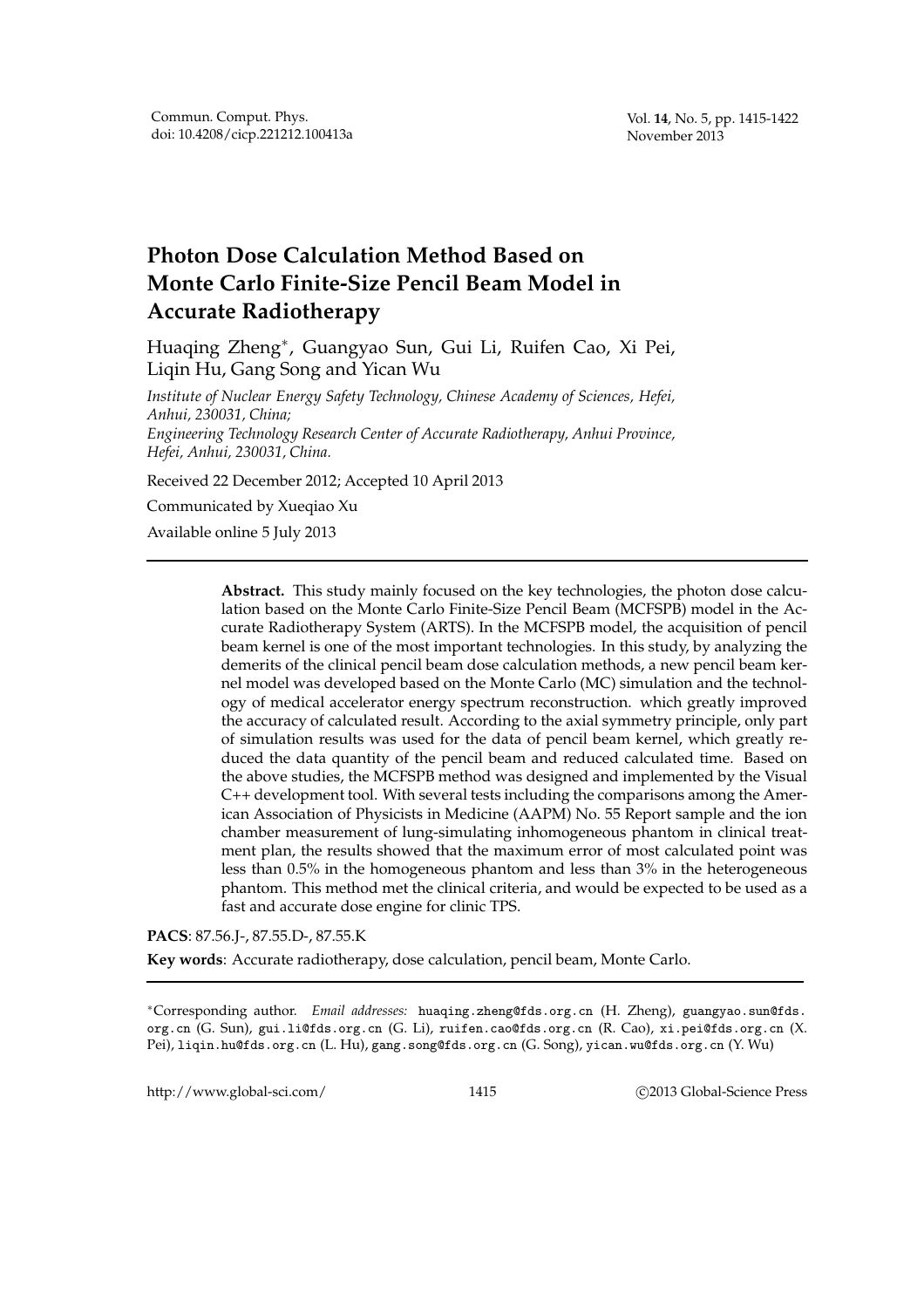# Photon Dose Calculation Method Based on Monte Carlo Finite-Size Pencil Beam Model in Accurate Radiotherapy

Huaqing Zheng*, Guangyao Sun, Gui Li, Ruifen Cao, Xi Pei, Liqin Hu, Gang Song and Yican Wu

*Institute of Nuclear Energy Safety Technology, Chinese Academy of Sciences, Hefei, Anhui, 230031, China;*
*Engineering Technology Research Center of Accurate Radiotherapy, Anhui Province, Hefei, Anhui, 230031, China.*

Received 22 December 2012; Accepted 10 April 2013

Communicated by Xueqiao Xu

Available online 5 July 2013

---

**Abstract.** This study mainly focused on the key technologies, the photon dose calculation based on the Monte Carlo Finite-Size Pencil Beam (MCFSPB) model in the Accurate Radiotherapy System (ARTS). In the MCFSPB model, the acquisition of pencil beam kernel is one of the most important technologies. In this study, by analyzing the demerits of the clinical pencil beam dose calculation methods, a new pencil beam kernel model was developed based on the Monte Carlo (MC) simulation and the technology of medical accelerator energy spectrum reconstruction. which greatly improved the accuracy of calculated result. According to the axial symmetry principle, only part of simulation results was used for the data of pencil beam kernel, which greatly reduced the data quantity of the pencil beam and reduced calculated time. Based on the above studies, the MCFSPB method was designed and implemented by the Visual C++ development tool. With several tests including the comparisons among the American Association of Physicists in Medicine (AAPM) No. 55 Report sample and the ion chamber measurement of lung-simulating inhomogeneous phantom in clinical treatment plan, the results showed that the maximum error of most calculated point was less than 0.5% in the homogeneous phantom and less than 3% in the heterogeneous phantom. This method met the clinical criteria, and would be expected to be used as a fast and accurate dose engine for clinic TPS.

**PACS**: 87.56.J-, 87.55.D-, 87.55.K

**Key words**: Accurate radiotherapy, dose calculation, pencil beam, Monte Carlo.

---

*Corresponding author. *Email addresses:* huaqing.zheng@fds.org.cn (H. Zheng), guangyao.sun@fds.org.cn (G. Sun), gui.li@fds.org.cn (G. Li), ruifen.cao@fds.org.cn (R. Cao), xi.pei@fds.org.cn (X. Pei), liqin.hu@fds.org.cn (L. Hu), gang.song@fds.org.cn (G. Song), yican.wu@fds.org.cn (Y. Wu)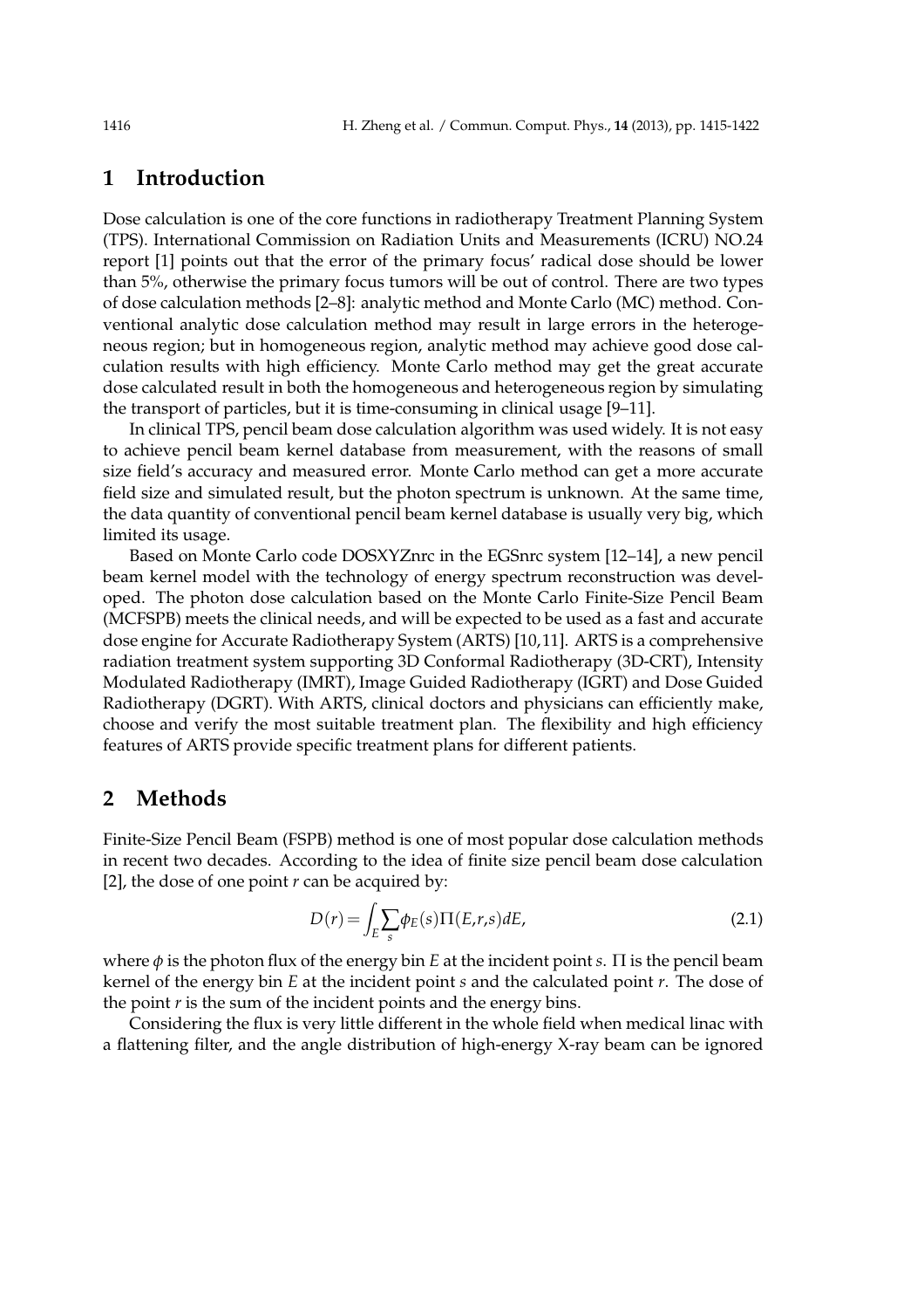## 1 Introduction

Dose calculation is one of the core functions in radiotherapy Treatment Planning System (TPS). International Commission on Radiation Units and Measurements (ICRU) NO.24 report [1] points out that the error of the primary focus' radical dose should be lower than 5%, otherwise the primary focus tumors will be out of control. There are two types of dose calculation methods [2–8]: analytic method and Monte Carlo (MC) method. Conventional analytic dose calculation method may result in large errors in the heterogeneous region; but in homogeneous region, analytic method may achieve good dose calculation results with high efficiency. Monte Carlo method may get the great accurate dose calculated result in both the homogeneous and heterogeneous region by simulating the transport of particles, but it is time-consuming in clinical usage [9–11].

In clinical TPS, pencil beam dose calculation algorithm was used widely. It is not easy to achieve pencil beam kernel database from measurement, with the reasons of small size field's accuracy and measured error. Monte Carlo method can get a more accurate field size and simulated result, but the photon spectrum is unknown. At the same time, the data quantity of conventional pencil beam kernel database is usually very big, which limited its usage.

Based on Monte Carlo code DOSXYZnrc in the EGSnrc system [12–14], a new pencil beam kernel model with the technology of energy spectrum reconstruction was developed. The photon dose calculation based on the Monte Carlo Finite-Size Pencil Beam (MCFSPB) meets the clinical needs, and will be expected to be used as a fast and accurate dose engine for Accurate Radiotherapy System (ARTS) [10,11]. ARTS is a comprehensive radiation treatment system supporting 3D Conformal Radiotherapy (3D-CRT), Intensity Modulated Radiotherapy (IMRT), Image Guided Radiotherapy (IGRT) and Dose Guided Radiotherapy (DGRT). With ARTS, clinical doctors and physicians can efficiently make, choose and verify the most suitable treatment plan. The flexibility and high efficiency features of ARTS provide specific treatment plans for different patients.

## 2 Methods

Finite-Size Pencil Beam (FSPB) method is one of most popular dose calculation methods in recent two decades. According to the idea of finite size pencil beam dose calculation [2], the dose of one point $r$ can be acquired by:

$$D(r)=\int_E \sum_s \phi_E(s)\Pi(E,r,s)dE, \tag{2.1}$$

where $\phi$ is the photon flux of the energy bin $E$ at the incident point $s$. $\Pi$ is the pencil beam kernel of the energy bin $E$ at the incident point $s$ and the calculated point $r$. The dose of the point $r$ is the sum of the incident points and the energy bins.

Considering the flux is very little different in the whole field when medical linac with a flattening filter, and the angle distribution of high-energy X-ray beam can be ignored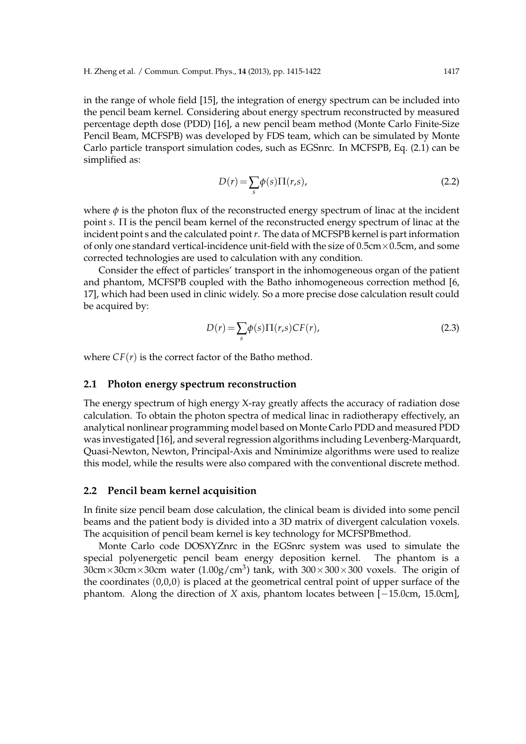in the range of whole field [15], the integration of energy spectrum can be included into the pencil beam kernel. Considering about energy spectrum reconstructed by measured percentage depth dose (PDD) [16], a new pencil beam method (Monte Carlo Finite-Size Pencil Beam, MCFSPB) was developed by FDS team, which can be simulated by Monte Carlo particle transport simulation codes, such as EGSnrc. In MCFSPB, Eq. (2.1) can be simplified as:

$$D(r)=\sum_s \phi(s)\Pi(r,s), \tag{2.2}$$

where $\phi$ is the photon flux of the reconstructed energy spectrum of linac at the incident point $s$. $\Pi$ is the pencil beam kernel of the reconstructed energy spectrum of linac at the incident point s and the calculated point $r$. The data of MCFSPB kernel is part information of only one standard vertical-incidence unit-field with the size of 0.5cm×0.5cm, and some corrected technologies are used to calculation with any condition.

Consider the effect of particles' transport in the inhomogeneous organ of the patient and phantom, MCFSPB coupled with the Batho inhomogeneous correction method [6, 17], which had been used in clinic widely. So a more precise dose calculation result could be acquired by:

$$D(r)=\sum_s \phi(s)\Pi(r,s)CF(r), \tag{2.3}$$

where $CF(r)$ is the correct factor of the Batho method.

### 2.1 Photon energy spectrum reconstruction

The energy spectrum of high energy X-ray greatly affects the accuracy of radiation dose calculation. To obtain the photon spectra of medical linac in radiotherapy effectively, an analytical nonlinear programming model based on Monte Carlo PDD and measured PDD was investigated [16], and several regression algorithms including Levenberg-Marquardt, Quasi-Newton, Newton, Principal-Axis and Nminimize algorithms were used to realize this model, while the results were also compared with the conventional discrete method.

### 2.2 Pencil beam kernel acquisition

In finite size pencil beam dose calculation, the clinical beam is divided into some pencil beams and the patient body is divided into a 3D matrix of divergent calculation voxels. The acquisition of pencil beam kernel is key technology for MCFSPBmethod.

Monte Carlo code DOSXYZnrc in the EGSnrc system was used to simulate the special polyenergetic pencil beam energy deposition kernel. The phantom is a 30cm×30cm×30cm water (1.00g/cm$^3$) tank, with 300×300×300 voxels. The origin of the coordinates (0,0,0) is placed at the geometrical central point of upper surface of the phantom. Along the direction of $X$ axis, phantom locates between [−15.0cm, 15.0cm],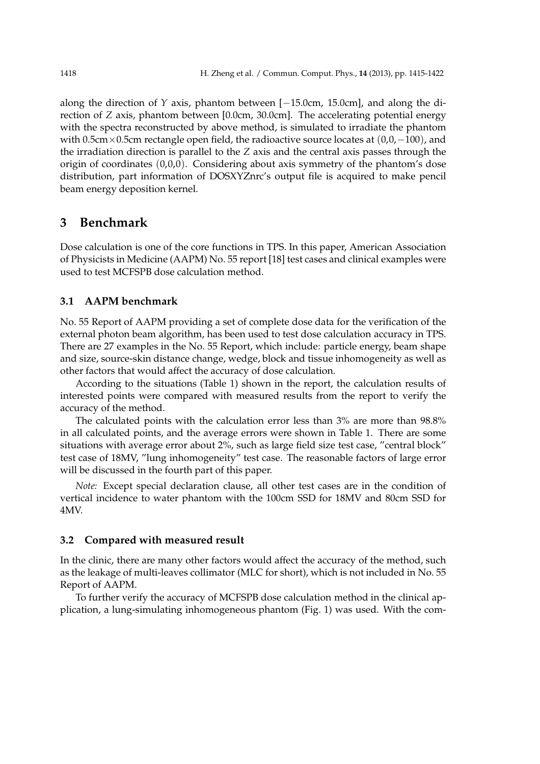along the direction of $Y$ axis, phantom between [$-15.0$cm, 15.0cm], and along the direction of $Z$ axis, phantom between [0.0cm, 30.0cm]. The accelerating potential energy with the spectra reconstructed by above method, is simulated to irradiate the phantom with 0.5cm$\times$0.5cm rectangle open field, the radioactive source locates at $(0,0,-100)$, and the irradiation direction is parallel to the $Z$ axis and the central axis passes through the origin of coordinates $(0,0,0)$. Considering about axis symmetry of the phantom's dose distribution, part information of DOSXYZnrc's output file is acquired to make pencil beam energy deposition kernel.

## 3 Benchmark

Dose calculation is one of the core functions in TPS. In this paper, American Association of Physicists in Medicine (AAPM) No. 55 report [18] test cases and clinical examples were used to test MCFSPB dose calculation method.

### 3.1 AAPM benchmark

No. 55 Report of AAPM providing a set of complete dose data for the verification of the external photon beam algorithm, has been used to test dose calculation accuracy in TPS. There are 27 examples in the No. 55 Report, which include: particle energy, beam shape and size, source-skin distance change, wedge, block and tissue inhomogeneity as well as other factors that would affect the accuracy of dose calculation.

According to the situations (Table 1) shown in the report, the calculation results of interested points were compared with measured results from the report to verify the accuracy of the method.

The calculated points with the calculation error less than 3% are more than 98.8% in all calculated points, and the average errors were shown in Table 1. There are some situations with average error about 2%, such as large field size test case, "central block" test case of 18MV, "lung inhomogeneity" test case. The reasonable factors of large error will be discussed in the fourth part of this paper.

*Note:* Except special declaration clause, all other test cases are in the condition of vertical incidence to water phantom with the 100cm SSD for 18MV and 80cm SSD for 4MV.

### 3.2 Compared with measured result

In the clinic, there are many other factors would affect the accuracy of the method, such as the leakage of multi-leaves collimator (MLC for short), which is not included in No. 55 Report of AAPM.

To further verify the accuracy of MCFSPB dose calculation method in the clinical application, a lung-simulating inhomogeneous phantom (Fig. 1) was used. With the com-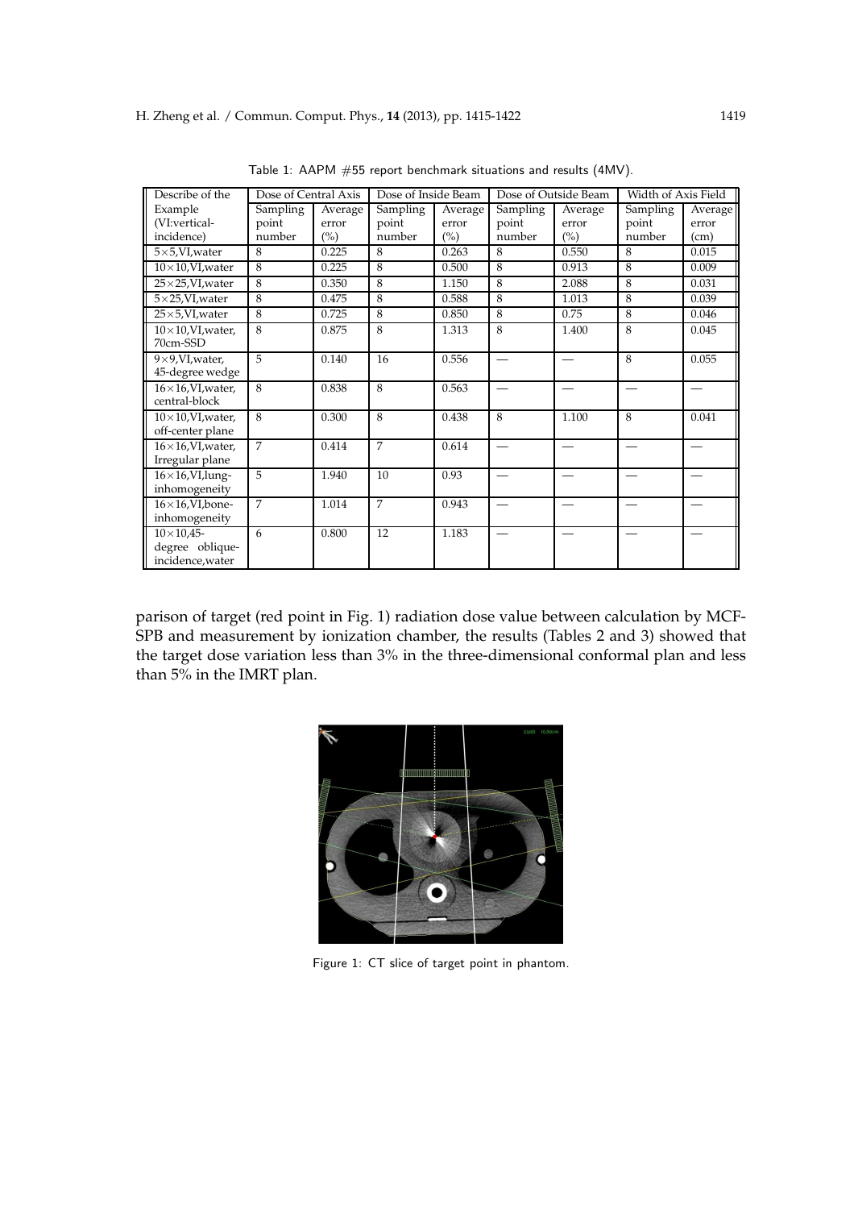Table 1: AAPM #55 report benchmark situations and results (4MV).

| Describe of the Example (VI:vertical-incidence) | Dose of Central Axis | | Dose of Inside Beam | | Dose of Outside Beam | | Width of Axis Field | |
|---|---|---|---|---|---|---|---|---|
| | Sampling point number | Average error (%) | Sampling point number | Average error (%) | Sampling point number | Average error (%) | Sampling point number | Average error (cm) |
| 5×5,VI,water | 8 | 0.225 | 8 | 0.263 | 8 | 0.550 | 8 | 0.015 |
| 10×10,VI,water | 8 | 0.225 | 8 | 0.500 | 8 | 0.913 | 8 | 0.009 |
| 25×25,VI,water | 8 | 0.350 | 8 | 1.150 | 8 | 2.088 | 8 | 0.031 |
| 5×25,VI,water | 8 | 0.475 | 8 | 0.588 | 8 | 1.013 | 8 | 0.039 |
| 25×5,VI,water | 8 | 0.725 | 8 | 0.850 | 8 | 0.75 | 8 | 0.046 |
| 10×10,VI,water, 70cm-SSD | 8 | 0.875 | 8 | 1.313 | 8 | 1.400 | 8 | 0.045 |
| 9×9,VI,water, 45-degree wedge | 5 | 0.140 | 16 | 0.556 | — | — | 8 | 0.055 |
| 16×16,VI,water, central-block | 8 | 0.838 | 8 | 0.563 | — | — | — | — |
| 10×10,VI,water, off-center plane | 8 | 0.300 | 8 | 0.438 | 8 | 1.100 | 8 | 0.041 |
| 16×16,VI,water, Irregular plane | 7 | 0.414 | 7 | 0.614 | — | — | — | — |
| 16×16,VI,lung-inhomogeneity | 5 | 1.940 | 10 | 0.93 | — | — | — | — |
| 16×16,VI,bone-inhomogeneity | 7 | 1.014 | 7 | 0.943 | — | — | — | — |
| 10×10,45-degree oblique-incidence,water | 6 | 0.800 | 12 | 1.183 | — | — | — | — |

parison of target (red point in Fig. 1) radiation dose value between calculation by MCF-SPB and measurement by ionization chamber, the results (Tables 2 and 3) showed that the target dose variation less than 3% in the three-dimensional conformal plan and less than 5% in the IMRT plan.

Figure 1: CT slice of target point in phantom.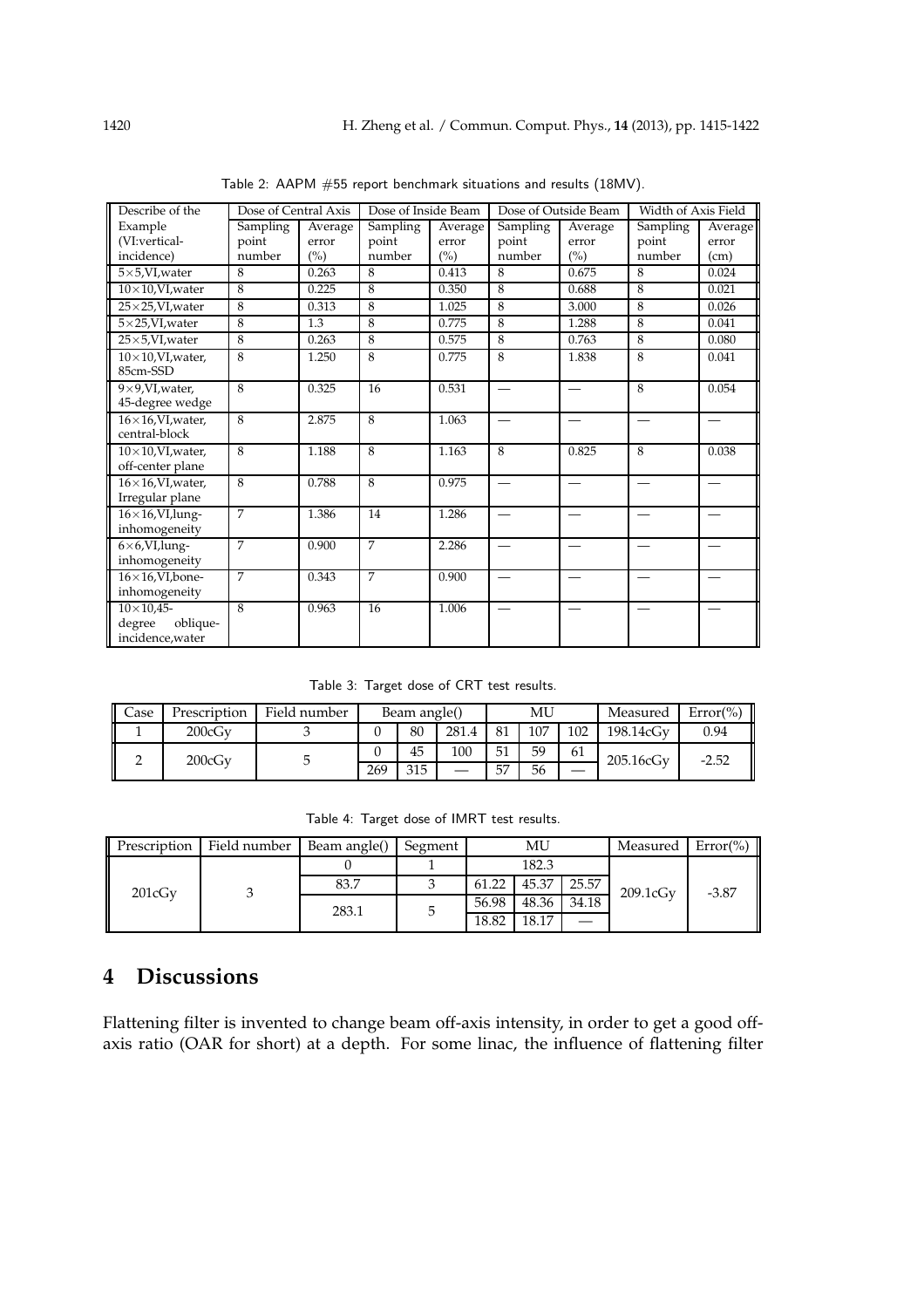Table 2: AAPM #55 report benchmark situations and results (18MV).

| Describe of the Example (VI:vertical-incidence) | Dose of Central Axis | | Dose of Inside Beam | | Dose of Outside Beam | | Width of Axis Field | |
|---|---|---|---|---|---|---|---|---|
| | Sampling point number | Average error (%) | Sampling point number | Average error (%) | Sampling point number | Average error (%) | Sampling point number | Average error (cm) |
| 5×5,VI,water | 8 | 0.263 | 8 | 0.413 | 8 | 0.675 | 8 | 0.024 |
| 10×10,VI,water | 8 | 0.225 | 8 | 0.350 | 8 | 0.688 | 8 | 0.021 |
| 25×25,VI,water | 8 | 0.313 | 8 | 1.025 | 8 | 3.000 | 8 | 0.026 |
| 5×25,VI,water | 8 | 1.3 | 8 | 0.775 | 8 | 1.288 | 8 | 0.041 |
| 25×5,VI,water | 8 | 0.263 | 8 | 0.575 | 8 | 0.763 | 8 | 0.080 |
| 10×10,VI,water, 85cm-SSD | 8 | 1.250 | 8 | 0.775 | 8 | 1.838 | 8 | 0.041 |
| 9×9,VI,water, 45-degree wedge | 8 | 0.325 | 16 | 0.531 | — | — | 8 | 0.054 |
| 16×16,VI,water, central-block | 8 | 2.875 | 8 | 1.063 | — | — | — | — |
| 10×10,VI,water, off-center plane | 8 | 1.188 | 8 | 1.163 | 8 | 0.825 | 8 | 0.038 |
| 16×16,VI,water, Irregular plane | 8 | 0.788 | 8 | 0.975 | — | — | — | — |
| 16×16,VI,lung-inhomogeneity | 7 | 1.386 | 14 | 1.286 | — | — | — | — |
| 6×6,VI,lung-inhomogeneity | 7 | 0.900 | 7 | 2.286 | — | — | — | — |
| 16×16,VI,bone-inhomogeneity | 7 | 0.343 | 7 | 0.900 | — | — | — | — |
| 10×10,45-degree oblique-incidence,water | 8 | 0.963 | 16 | 1.006 | — | — | — | — |

Table 3: Target dose of CRT test results.

| Case | Prescription | Field number | Beam angle() | | | MU | | | Measured | Error(%) |
|---|---|---|---|---|---|---|---|---|---|---|
| 1 | 200cGy | 3 | 0 | 80 | 281.4 | 81 | 107 | 102 | 198.14cGy | 0.94 |
| 2 | 200cGy | 5 | 0 | 45 | 100 | 51 | 59 | 61 | 205.16cGy | -2.52 |
| | | | 269 | 315 | — | 57 | 56 | — | | |

Table 4: Target dose of IMRT test results.

| Prescription | Field number | Beam angle() | Segment | MU | | | Measured | Error(%) |
|---|---|---|---|---|---|---|---|---|
| 201cGy | 3 | 0 | 1 | 182.3 | | | 209.1cGy | -3.87 |
| | | 83.7 | 3 | 61.22 | 45.37 | 25.57 | | |
| | | 283.1 | 5 | 56.98 | 48.36 | 34.18 | | |
| | | | | 18.82 | 18.17 | — | | |

## 4 Discussions

Flattening filter is invented to change beam off-axis intensity, in order to get a good off-axis ratio (OAR for short) at a depth. For some linac, the influence of flattening filter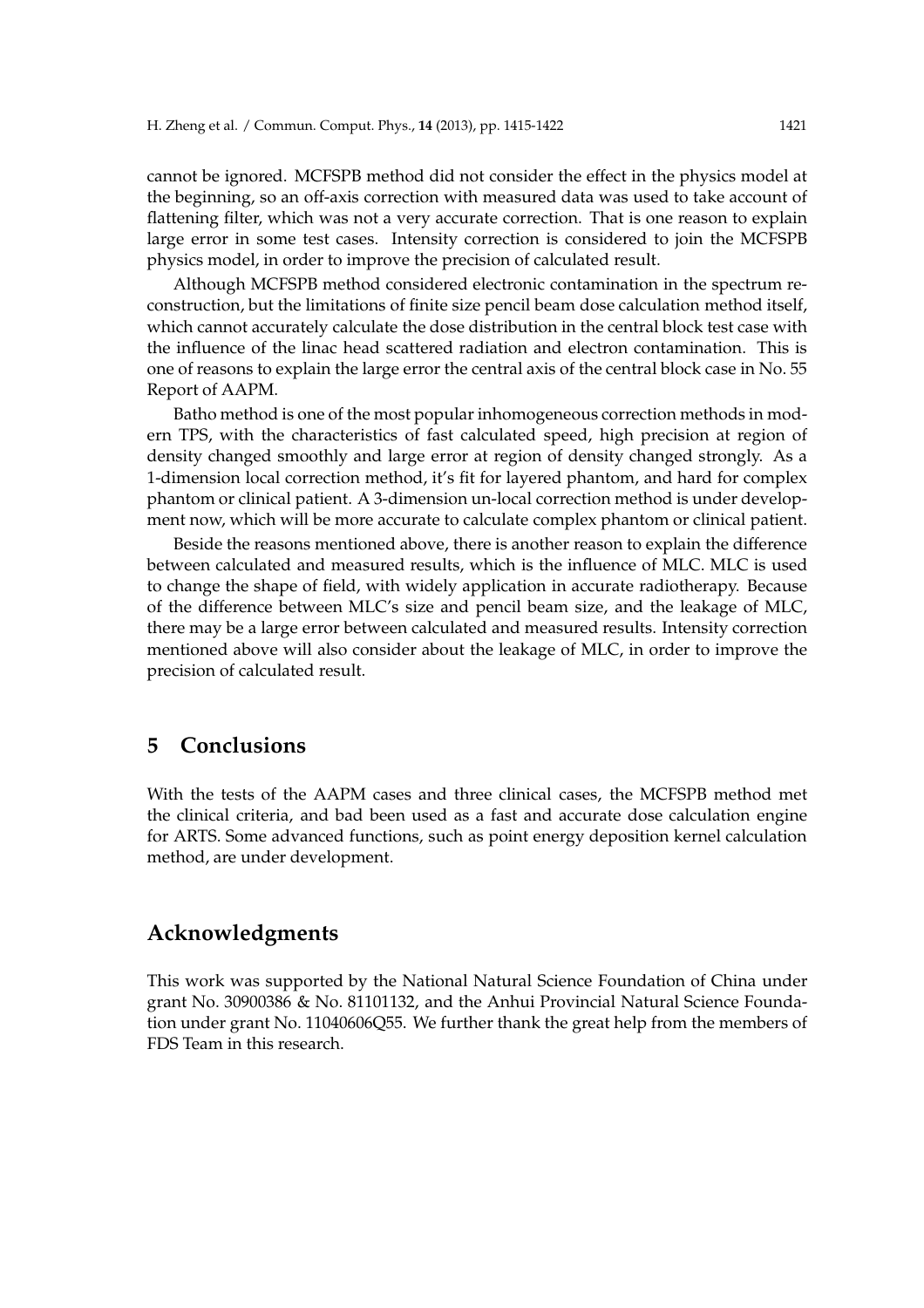cannot be ignored. MCFSPB method did not consider the effect in the physics model at the beginning, so an off-axis correction with measured data was used to take account of flattening filter, which was not a very accurate correction. That is one reason to explain large error in some test cases. Intensity correction is considered to join the MCFSPB physics model, in order to improve the precision of calculated result.

Although MCFSPB method considered electronic contamination in the spectrum reconstruction, but the limitations of finite size pencil beam dose calculation method itself, which cannot accurately calculate the dose distribution in the central block test case with the influence of the linac head scattered radiation and electron contamination. This is one of reasons to explain the large error the central axis of the central block case in No. 55 Report of AAPM.

Batho method is one of the most popular inhomogeneous correction methods in modern TPS, with the characteristics of fast calculated speed, high precision at region of density changed smoothly and large error at region of density changed strongly. As a 1-dimension local correction method, it's fit for layered phantom, and hard for complex phantom or clinical patient. A 3-dimension un-local correction method is under development now, which will be more accurate to calculate complex phantom or clinical patient.

Beside the reasons mentioned above, there is another reason to explain the difference between calculated and measured results, which is the influence of MLC. MLC is used to change the shape of field, with widely application in accurate radiotherapy. Because of the difference between MLC's size and pencil beam size, and the leakage of MLC, there may be a large error between calculated and measured results. Intensity correction mentioned above will also consider about the leakage of MLC, in order to improve the precision of calculated result.

## 5 Conclusions

With the tests of the AAPM cases and three clinical cases, the MCFSPB method met the clinical criteria, and bad been used as a fast and accurate dose calculation engine for ARTS. Some advanced functions, such as point energy deposition kernel calculation method, are under development.

## Acknowledgments

This work was supported by the National Natural Science Foundation of China under grant No. 30900386 & No. 81101132, and the Anhui Provincial Natural Science Foundation under grant No. 11040606Q55. We further thank the great help from the members of FDS Team in this research.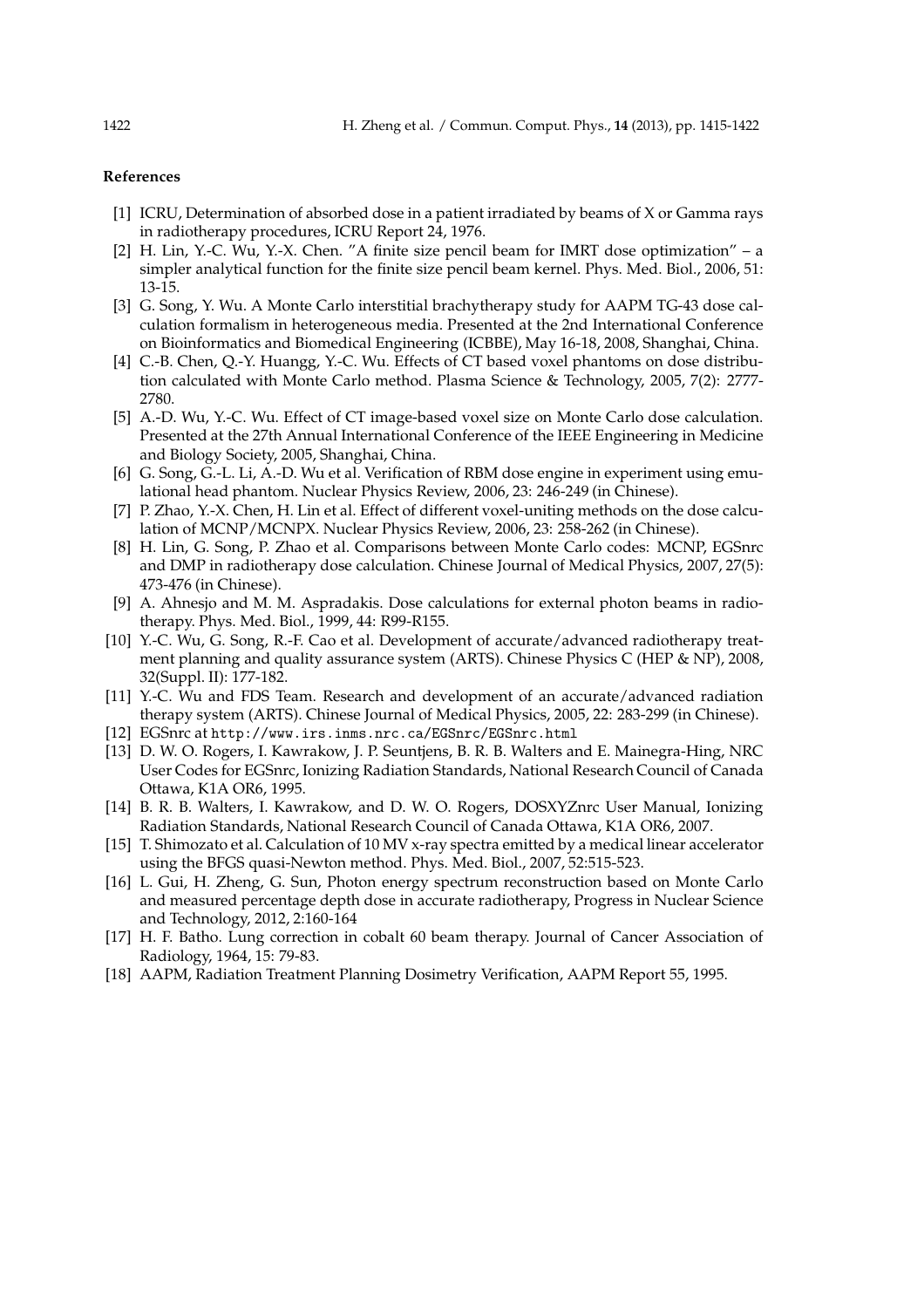## References

[1] ICRU, Determination of absorbed dose in a patient irradiated by beams of X or Gamma rays in radiotherapy procedures, ICRU Report 24, 1976.

[2] H. Lin, Y.-C. Wu, Y.-X. Chen. "A finite size pencil beam for IMRT dose optimization" – a simpler analytical function for the finite size pencil beam kernel. Phys. Med. Biol., 2006, 51: 13-15.

[3] G. Song, Y. Wu. A Monte Carlo interstitial brachytherapy study for AAPM TG-43 dose calculation formalism in heterogeneous media. Presented at the 2nd International Conference on Bioinformatics and Biomedical Engineering (ICBBE), May 16-18, 2008, Shanghai, China.

[4] C.-B. Chen, Q.-Y. Huangg, Y.-C. Wu. Effects of CT based voxel phantoms on dose distribution calculated with Monte Carlo method. Plasma Science & Technology, 2005, 7(2): 2777-2780.

[5] A.-D. Wu, Y.-C. Wu. Effect of CT image-based voxel size on Monte Carlo dose calculation. Presented at the 27th Annual International Conference of the IEEE Engineering in Medicine and Biology Society, 2005, Shanghai, China.

[6] G. Song, G.-L. Li, A.-D. Wu et al. Verification of RBM dose engine in experiment using emulational head phantom. Nuclear Physics Review, 2006, 23: 246-249 (in Chinese).

[7] P. Zhao, Y.-X. Chen, H. Lin et al. Effect of different voxel-uniting methods on the dose calculation of MCNP/MCNPX. Nuclear Physics Review, 2006, 23: 258-262 (in Chinese).

[8] H. Lin, G. Song, P. Zhao et al. Comparisons between Monte Carlo codes: MCNP, EGSnrc and DMP in radiotherapy dose calculation. Chinese Journal of Medical Physics, 2007, 27(5): 473-476 (in Chinese).

[9] A. Ahnesjo and M. M. Aspradakis. Dose calculations for external photon beams in radiotherapy. Phys. Med. Biol., 1999, 44: R99-R155.

[10] Y.-C. Wu, G. Song, R.-F. Cao et al. Development of accurate/advanced radiotherapy treatment planning and quality assurance system (ARTS). Chinese Physics C (HEP & NP), 2008, 32(Suppl. II): 177-182.

[11] Y.-C. Wu and FDS Team. Research and development of an accurate/advanced radiation therapy system (ARTS). Chinese Journal of Medical Physics, 2005, 22: 283-299 (in Chinese).

[12] EGSnrc at `http://www.irs.inms.nrc.ca/EGSnrc/EGSnrc.html`

[13] D. W. O. Rogers, I. Kawrakow, J. P. Seuntjens, B. R. B. Walters and E. Mainegra-Hing, NRC User Codes for EGSnrc, Ionizing Radiation Standards, National Research Council of Canada Ottawa, K1A OR6, 1995.

[14] B. R. B. Walters, I. Kawrakow, and D. W. O. Rogers, DOSXYZnrc User Manual, Ionizing Radiation Standards, National Research Council of Canada Ottawa, K1A OR6, 2007.

[15] T. Shimozato et al. Calculation of 10 MV x-ray spectra emitted by a medical linear accelerator using the BFGS quasi-Newton method. Phys. Med. Biol., 2007, 52:515-523.

[16] L. Gui, H. Zheng, G. Sun, Photon energy spectrum reconstruction based on Monte Carlo and measured percentage depth dose in accurate radiotherapy, Progress in Nuclear Science and Technology, 2012, 2:160-164

[17] H. F. Batho. Lung correction in cobalt 60 beam therapy. Journal of Cancer Association of Radiology, 1964, 15: 79-83.

[18] AAPM, Radiation Treatment Planning Dosimetry Verification, AAPM Report 55, 1995.